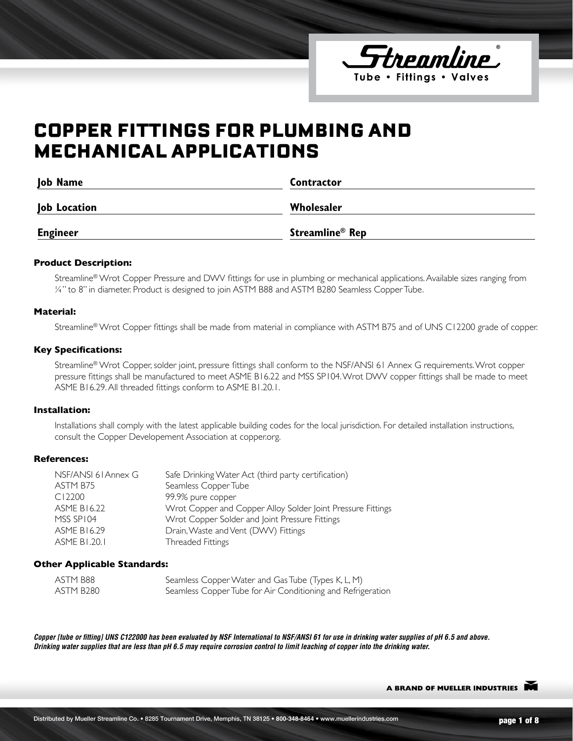Streamline®
Tube • Fittings • Valves

# COPPER FITTINGS FOR PLUMBING AND MECHANICAL APPLICATIONS

| | |
|---|---|
| **Job Name** | **Contractor** |
| **Job Location** | **Wholesaler** |
| **Engineer** | **Streamline® Rep** |

### Product Description:

Streamline® Wrot Copper Pressure and DWV fittings for use in plumbing or mechanical applications. Available sizes ranging from ¼" to 8" in diameter. Product is designed to join ASTM B88 and ASTM B280 Seamless Copper Tube.

### Material:

Streamline® Wrot Copper fittings shall be made from material in compliance with ASTM B75 and of UNS C12200 grade of copper.

### Key Specifications:

Streamline® Wrot Copper, solder joint, pressure fittings shall conform to the NSF/ANSI 61 Annex G requirements. Wrot copper pressure fittings shall be manufactured to meet ASME B16.22 and MSS SP104. Wrot DWV copper fittings shall be made to meet ASME B16.29. All threaded fittings conform to ASME B1.20.1.

### Installation:

Installations shall comply with the latest applicable building codes for the local jurisdiction. For detailed installation instructions, consult the Copper Developement Association at copper.org.

### References:

| | |
|---|---|
| NSF/ANSI 61Annex G | Safe Drinking Water Act (third party certification) |
| ASTM B75 | Seamless Copper Tube |
| C12200 | 99.9% pure copper |
| ASME B16.22 | Wrot Copper and Copper Alloy Solder Joint Pressure Fittings |
| MSS SP104 | Wrot Copper Solder and Joint Pressure Fittings |
| ASME B16.29 | Drain, Waste and Vent (DWV) Fittings |
| ASME B1.20.1 | Threaded Fittings |

### Other Applicable Standards:

| | |
|---|---|
| ASTM B88 | Seamless Copper Water and Gas Tube (Types K, L, M) |
| ASTM B280 | Seamless Copper Tube for Air Conditioning and Refrigeration |

***Copper [tube or fitting] UNS C122000 has been evaluated by NSF International to NSF/ANSI 61 for use in drinking water supplies of pH 6.5 and above. Drinking water supplies that are less than pH 6.5 may require corrosion control to limit leaching of copper into the drinking water.***

**A BRAND OF MUELLER INDUSTRIES**

Distributed by Mueller Streamline Co. • 8285 Tournament Drive, Memphis, TN 38125 • 800-348-8464 • www.muellerindustries.com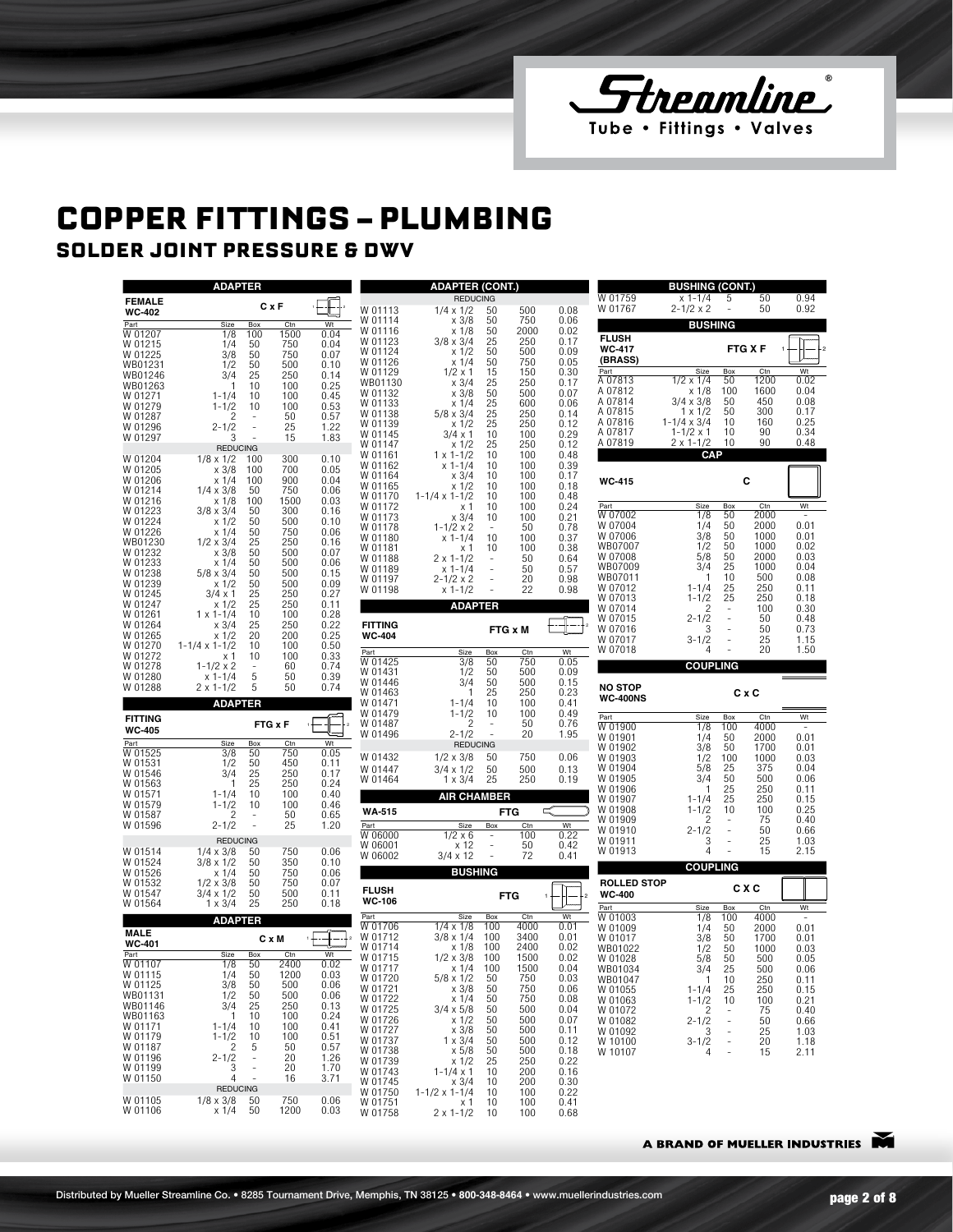# COPPER FITTINGS – PLUMBING

## SOLDER JOINT PRESSURE & DWV

### ADAPTER

**FEMALE WC-402** — C x F

| Part | Size | Box | Ctn | Wt |
|---|---|---|---|---|
| W 01207 | 1/8 | 100 | 1500 | 0.04 |
| W 01215 | 1/4 | 50 | 750 | 0.04 |
| W 01225 | 3/8 | 50 | 750 | 0.07 |
| WB01231 | 1/2 | 50 | 500 | 0.10 |
| WB01246 | 3/4 | 25 | 250 | 0.14 |
| WB01263 | 1 | 10 | 100 | 0.25 |
| W 01271 | 1-1/4 | 10 | 100 | 0.45 |
| W 01279 | 1-1/2 | 10 | 100 | 0.53 |
| W 01287 | 2 | - | 50 | 0.57 |
| W 01296 | 2-1/2 | - | 25 | 1.22 |
| W 01297 | 3 | - | 15 | 1.83 |
| REDUCING | | | | |
| W 01204 | 1/8 x 1/2 | 100 | 300 | 0.10 |
| W 01205 | x 3/8 | 100 | 700 | 0.05 |
| W 01206 | x 1/4 | 100 | 900 | 0.04 |
| W 01214 | 1/4 x 3/8 | 50 | 750 | 0.06 |
| W 01216 | x 1/8 | 100 | 1500 | 0.03 |
| W 01223 | 3/8 x 3/4 | 50 | 300 | 0.16 |
| W 01224 | x 1/2 | 50 | 500 | 0.10 |
| W 01226 | x 1/4 | 50 | 750 | 0.06 |
| WB01230 | 1/2 x 3/4 | 25 | 250 | 0.16 |
| W 01232 | x 3/8 | 50 | 500 | 0.07 |
| W 01233 | x 1/4 | 50 | 500 | 0.06 |
| W 01238 | 5/8 x 3/4 | 50 | 500 | 0.15 |
| W 01239 | x 1/2 | 50 | 500 | 0.09 |
| W 01245 | 3/4 x 1 | 25 | 250 | 0.27 |
| W 01247 | x 1/2 | 25 | 250 | 0.11 |
| W 01261 | 1 x 1-1/4 | 10 | 100 | 0.28 |
| W 01264 | x 3/4 | 25 | 250 | 0.22 |
| W 01265 | x 1/2 | 20 | 200 | 0.25 |
| W 01270 | 1-1/4 x 1-1/2 | 10 | 100 | 0.50 |
| W 01272 | x 1 | 10 | 100 | 0.33 |
| W 01278 | 1-1/2 x 2 | - | 60 | 0.74 |
| W 01280 | x 1-1/4 | 5 | 50 | 0.39 |
| W 01288 | 2 x 1-1/2 | 5 | 50 | 0.74 |

### ADAPTER

**FITTING WC-405** — FTG x F

| Part | Size | Box | Ctn | Wt |
|---|---|---|---|---|
| W 01525 | 3/8 | 50 | 750 | 0.05 |
| W 01531 | 1/2 | 50 | 450 | 0.11 |
| W 01546 | 3/4 | 25 | 250 | 0.17 |
| W 01563 | 1 | 25 | 250 | 0.24 |
| W 01571 | 1-1/4 | 10 | 100 | 0.40 |
| W 01579 | 1-1/2 | 10 | 100 | 0.46 |
| W 01587 | 2 | - | 50 | 0.65 |
| W 01596 | 2-1/2 | - | 25 | 1.20 |
| REDUCING | | | | |
| W 01514 | 1/4 x 3/8 | 50 | 750 | 0.06 |
| W 01524 | 3/8 x 1/2 | 50 | 350 | 0.10 |
| W 01526 | x 1/4 | 50 | 750 | 0.06 |
| W 01532 | 1/2 x 3/8 | 50 | 750 | 0.07 |
| W 01547 | 3/4 x 1/2 | 50 | 500 | 0.11 |
| W 01564 | 1 x 3/4 | 25 | 250 | 0.18 |

### ADAPTER

**MALE WC-401** — C x M

| Part | Size | Box | Ctn | Wt |
|---|---|---|---|---|
| W 01107 | 1/8 | 50 | 2400 | 0.02 |
| W 01115 | 1/4 | 50 | 1200 | 0.03 |
| W 01125 | 3/8 | 50 | 500 | 0.06 |
| WB01131 | 1/2 | 50 | 500 | 0.06 |
| WB01146 | 3/4 | 25 | 250 | 0.13 |
| WB01163 | 1 | 10 | 100 | 0.24 |
| W 01171 | 1-1/4 | 10 | 100 | 0.41 |
| W 01179 | 1-1/2 | 10 | 100 | 0.51 |
| W 01187 | 2 | 5 | 50 | 0.57 |
| W 01196 | 2-1/2 | - | 20 | 1.26 |
| W 01199 | 3 | - | 20 | 1.70 |
| W 01150 | 4 | - | 16 | 3.71 |
| REDUCING | | | | |
| W 01105 | 1/8 x 3/8 | 50 | 750 | 0.06 |
| W 01106 | x 1/4 | 50 | 1200 | 0.03 |

### ADAPTER (CONT.)

| Part | Size | Box | Ctn | Wt |
|---|---|---|---|---|
| REDUCING | | | | |
| W 01113 | 1/4 x 1/2 | 50 | 500 | 0.08 |
| W 01114 | x 3/8 | 50 | 750 | 0.06 |
| W 01116 | x 1/8 | 50 | 2000 | 0.02 |
| W 01123 | 3/8 x 3/4 | 25 | 250 | 0.17 |
| W 01124 | x 1/2 | 50 | 500 | 0.09 |
| W 01126 | x 1/4 | 50 | 750 | 0.05 |
| W 01129 | 1/2 x 1 | 15 | 150 | 0.30 |
| WB01130 | x 3/4 | 25 | 250 | 0.17 |
| W 01132 | x 3/8 | 50 | 500 | 0.07 |
| W 01133 | x 1/4 | 25 | 600 | 0.06 |
| W 01138 | 5/8 x 3/4 | 25 | 250 | 0.14 |
| W 01139 | x 1/2 | 25 | 250 | 0.12 |
| W 01145 | 3/4 x 1 | 10 | 100 | 0.29 |
| W 01147 | x 1/2 | 25 | 250 | 0.12 |
| W 01161 | 1 x 1-1/2 | 10 | 100 | 0.48 |
| W 01162 | x 1-1/4 | 10 | 100 | 0.39 |
| W 01164 | x 3/4 | 10 | 100 | 0.17 |
| W 01165 | x 1/2 | 10 | 100 | 0.18 |
| W 01170 | 1-1/4 x 1-1/2 | 10 | 100 | 0.48 |
| W 01172 | x 1 | 10 | 100 | 0.24 |
| W 01173 | x 3/4 | 10 | 100 | 0.21 |
| W 01178 | 1-1/2 x 2 | - | 50 | 0.78 |
| W 01180 | x 1-1/4 | 10 | 100 | 0.37 |
| W 01181 | x 1 | 10 | 100 | 0.38 |
| W 01188 | 2 x 1-1/2 | - | 50 | 0.64 |
| W 01189 | x 1-1/4 | - | 50 | 0.57 |
| W 01197 | 2-1/2 x 2 | - | 20 | 0.98 |
| W 01198 | x 1-1/2 | - | 22 | 0.98 |

### ADAPTER

**FITTING WC-404** — FTG x M

| Part | Size | Box | Ctn | Wt |
|---|---|---|---|---|
| W 01425 | 3/8 | 50 | 750 | 0.05 |
| W 01431 | 1/2 | 50 | 500 | 0.09 |
| W 01446 | 3/4 | 50 | 500 | 0.15 |
| W 01463 | 1 | 25 | 250 | 0.23 |
| W 01471 | 1-1/4 | 10 | 100 | 0.41 |
| W 01479 | 1-1/2 | 10 | 100 | 0.49 |
| W 01487 | 2 | - | 50 | 0.76 |
| W 01496 | 2-1/2 | - | 20 | 1.95 |
| REDUCING | | | | |
| W 01432 | 1/2 x 3/8 | 50 | 750 | 0.06 |
| W 01447 | 3/4 x 1/2 | 50 | 500 | 0.13 |
| W 01464 | 1 x 3/4 | 25 | 250 | 0.19 |

### AIR CHAMBER

**WA-515** — FTG

| Part | Size | Box | Ctn | Wt |
|---|---|---|---|---|
| W 06000 | 1/2 x 6 | - | 100 | 0.22 |
| W 06001 | x 12 | - | 50 | 0.42 |
| W 06002 | 3/4 x 12 | - | 72 | 0.41 |

### BUSHING

**FLUSH WC-106** — FTG

| Part | Size | Box | Ctn | Wt |
|---|---|---|---|---|
| W 01706 | 1/4 x 1/8 | 100 | 4000 | 0.01 |
| W 01712 | 3/8 x 1/4 | 100 | 3400 | 0.01 |
| W 01714 | x 1/8 | 100 | 2400 | 0.02 |
| W 01715 | 1/2 x 3/8 | 100 | 1500 | 0.02 |
| W 01717 | x 1/4 | 100 | 1500 | 0.04 |
| W 01720 | 5/8 x 1/2 | 50 | 750 | 0.03 |
| W 01721 | x 3/8 | 50 | 750 | 0.06 |
| W 01722 | x 1/4 | 50 | 750 | 0.08 |
| W 01725 | 3/4 x 5/8 | 50 | 500 | 0.04 |
| W 01726 | x 1/2 | 50 | 500 | 0.07 |
| W 01727 | x 3/8 | 50 | 500 | 0.11 |
| W 01737 | 1 x 3/4 | 50 | 500 | 0.12 |
| W 01738 | x 5/8 | 50 | 500 | 0.18 |
| W 01739 | x 1/2 | 25 | 250 | 0.22 |
| W 01743 | 1-1/4 x 1 | 10 | 200 | 0.16 |
| W 01745 | x 3/4 | 10 | 200 | 0.30 |
| W 01750 | 1-1/2 x 1-1/4 | 10 | 100 | 0.22 |
| W 01751 | x 1 | 10 | 100 | 0.41 |
| W 01758 | 2 x 1-1/2 | 10 | 100 | 0.68 |

### BUSHING (CONT.)

| Part | Size | Box | Ctn | Wt |
|---|---|---|---|---|
| W 01759 | x 1-1/4 | 5 | 50 | 0.94 |
| W 01767 | 2-1/2 x 2 | - | 50 | 0.92 |

### BUSHING

**FLUSH WC-417 (BRASS)** — FTG X F

| Part | Size | Box | Ctn | Wt |
|---|---|---|---|---|
| A 07813 | 1/2 x 1/4 | 50 | 1200 | 0.02 |
| A 07812 | x 1/8 | 100 | 1600 | 0.04 |
| A 07814 | 3/4 x 3/8 | 50 | 450 | 0.08 |
| A 07815 | 1 x 1/2 | 50 | 300 | 0.17 |
| A 07816 | 1-1/4 x 3/4 | 10 | 160 | 0.25 |
| A 07817 | 1-1/2 x 1 | 10 | 90 | 0.34 |
| A 07819 | 2 x 1-1/2 | 10 | 90 | 0.48 |

### CAP

**WC-415** — C

| Part | Size | Box | Ctn | Wt |
|---|---|---|---|---|
| W 07002 | 1/8 | 50 | 2000 | - |
| W 07004 | 1/4 | 50 | 2000 | 0.01 |
| W 07006 | 3/8 | 50 | 1000 | 0.01 |
| WB07007 | 1/2 | 50 | 1000 | 0.02 |
| W 07008 | 5/8 | 50 | 2000 | 0.03 |
| WB07009 | 3/4 | 25 | 1000 | 0.04 |
| WB07011 | 1 | 10 | 500 | 0.08 |
| W 07012 | 1-1/4 | 25 | 250 | 0.11 |
| W 07013 | 1-1/2 | 25 | 250 | 0.18 |
| W 07014 | 2 | - | 100 | 0.30 |
| W 07015 | 2-1/2 | - | 50 | 0.48 |
| W 07016 | 3 | - | 50 | 0.73 |
| W 07017 | 3-1/2 | - | 25 | 1.15 |
| W 07018 | 4 | - | 20 | 1.50 |

### COUPLING

**NO STOP WC-400NS** — C x C

| Part | Size | Box | Ctn | Wt |
|---|---|---|---|---|
| W 01900 | 1/8 | 100 | 4000 | - |
| W 01901 | 1/4 | 50 | 2000 | 0.01 |
| W 01902 | 3/8 | 50 | 1700 | 0.01 |
| W 01903 | 1/2 | 100 | 1000 | 0.03 |
| W 01904 | 5/8 | 25 | 375 | 0.04 |
| W 01905 | 3/4 | 50 | 500 | 0.06 |
| W 01906 | 1 | 25 | 250 | 0.11 |
| W 01907 | 1-1/4 | 25 | 250 | 0.15 |
| W 01908 | 1-1/2 | 10 | 100 | 0.25 |
| W 01909 | 2 | - | 75 | 0.40 |
| W 01910 | 2-1/2 | - | 50 | 0.66 |
| W 01911 | 3 | - | 25 | 1.03 |
| W 01913 | 4 | - | 15 | 2.15 |

### COUPLING

**ROLLED STOP WC-400** — C X C

| Part | Size | Box | Ctn | Wt |
|---|---|---|---|---|
| W 01003 | 1/8 | 100 | 4000 | - |
| W 01009 | 1/4 | 50 | 2000 | 0.01 |
| W 01017 | 3/8 | 50 | 1700 | 0.01 |
| WB01022 | 1/2 | 50 | 1000 | 0.03 |
| W 01028 | 5/8 | 50 | 500 | 0.05 |
| WB01034 | 3/4 | 25 | 500 | 0.06 |
| WB01047 | 1 | 10 | 250 | 0.11 |
| W 01055 | 1-1/4 | 25 | 250 | 0.15 |
| W 01063 | 1-1/2 | 10 | 100 | 0.21 |
| W 01072 | 2 | - | 75 | 0.40 |
| W 01082 | 2-1/2 | - | 50 | 0.66 |
| W 01092 | 3 | - | 25 | 1.03 |
| W 10100 | 3-1/2 | - | 20 | 1.18 |
| W 10107 | 4 | - | 15 | 2.11 |

A BRAND OF MUELLER INDUSTRIES

Distributed by Mueller Streamline Co. • 8285 Tournament Drive, Memphis, TN 38125 • 800-348-8464 • www.muellerindustries.com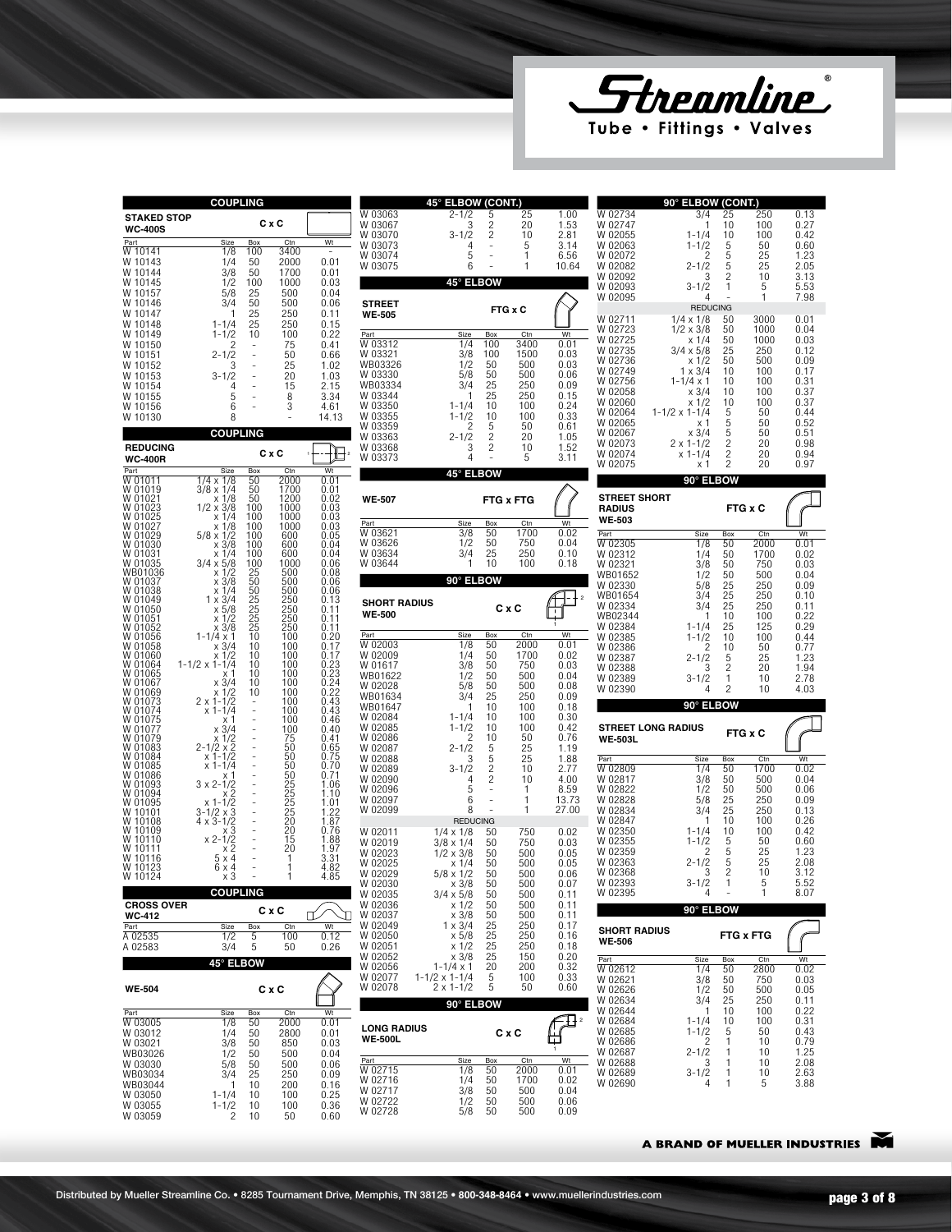# Streamline®

Tube • Fittings • Valves

## COUPLING

**STAKED STOP WC-400S** — C x C

| Part | Size | Box | Ctn | Wt |
|---|---|---|---|---|
| W 10141 | 1/8 | 100 | 3400 | - |
| W 10143 | 1/4 | 50 | 2000 | 0.01 |
| W 10144 | 3/8 | 50 | 1700 | 0.01 |
| W 10145 | 1/2 | 100 | 1000 | 0.03 |
| W 10157 | 5/8 | 25 | 500 | 0.04 |
| W 10146 | 3/4 | 50 | 500 | 0.06 |
| W 10147 | 1 | 25 | 250 | 0.11 |
| W 10148 | 1-1/4 | 25 | 250 | 0.15 |
| W 10149 | 1-1/2 | 10 | 100 | 0.22 |
| W 10150 | 2 | - | 75 | 0.41 |
| W 10151 | 2-1/2 | - | 50 | 0.66 |
| W 10152 | 3 | - | 25 | 1.02 |
| W 10153 | 3-1/2 | - | 20 | 1.03 |
| W 10154 | 4 | - | 15 | 2.15 |
| W 10155 | 5 | - | 8 | 3.34 |
| W 10156 | 6 | - | 3 | 4.61 |
| W 10130 | 8 | | - | 14.13 |

## COUPLING

**REDUCING WC-400R** — C x C

| Part | Size | Box | Ctn | Wt |
|---|---|---|---|---|
| W 01011 | 1/4 x 1/8 | 50 | 2000 | 0.01 |
| W 01019 | 3/8 x 1/4 | 50 | 1700 | 0.01 |
| W 01021 | x 1/8 | 50 | 1200 | 0.02 |
| W 01023 | 1/2 x 3/8 | 100 | 1000 | 0.03 |
| W 01025 | x 1/4 | 100 | 1000 | 0.03 |
| W 01027 | x 1/8 | 100 | 1000 | 0.03 |
| W 01029 | 5/8 x 1/2 | 100 | 600 | 0.05 |
| W 01030 | x 3/8 | 100 | 600 | 0.04 |
| W 01031 | x 1/4 | 100 | 600 | 0.04 |
| W 01035 | 3/4 x 5/8 | 100 | 1000 | 0.06 |
| WB01036 | x 1/2 | 25 | 500 | 0.08 |
| W 01037 | x 3/8 | 50 | 500 | 0.06 |
| W 01038 | x 1/4 | 50 | 500 | 0.06 |
| W 01049 | 1 x 3/4 | 25 | 250 | 0.13 |
| W 01050 | x 5/8 | 25 | 250 | 0.11 |
| W 01051 | x 1/2 | 25 | 250 | 0.11 |
| W 01052 | x 3/8 | 25 | 250 | 0.11 |
| W 01056 | 1-1/4 x 1 | 10 | 100 | 0.20 |
| W 01058 | x 3/4 | 10 | 100 | 0.17 |
| W 01060 | x 1/2 | 10 | 100 | 0.17 |
| W 01064 | 1-1/2 x 1-1/4 | 10 | 100 | 0.23 |
| W 01065 | x 1 | 10 | 100 | 0.23 |
| W 01067 | x 3/4 | 10 | 100 | 0.24 |
| W 01069 | x 1/2 | 10 | 100 | 0.22 |
| W 01073 | 2 x 1-1/2 | - | 100 | 0.43 |
| W 01074 | x 1-1/4 | - | 100 | 0.43 |
| W 01075 | x 1 | - | 100 | 0.46 |
| W 01077 | x 3/4 | - | 100 | 0.40 |
| W 01079 | x 1/2 | - | 75 | 0.41 |
| W 01083 | 2-1/2 x 2 | - | 50 | 0.65 |
| W 01084 | x 1-1/2 | - | 50 | 0.75 |
| W 01085 | x 1-1/4 | - | 50 | 0.70 |
| W 01086 | x 1 | - | 50 | 0.71 |
| W 01093 | 3 x 2-1/2 | - | 25 | 1.06 |
| W 01094 | x 2 | - | 25 | 1.10 |
| W 01095 | x 1-1/2 | - | 25 | 1.01 |
| W 10101 | 3-1/2 x 3 | - | 25 | 1.22 |
| W 10108 | 4 x 3-1/2 | - | 20 | 1.87 |
| W 10109 | x 3 | - | 20 | 0.76 |
| W 10110 | x 2-1/2 | - | 15 | 1.88 |
| W 10111 | x 2 | - | 20 | 1.97 |
| W 10116 | 5 x 4 | - | 1 | 3.31 |
| W 10123 | 6 x 4 | - | 1 | 4.82 |
| W 10124 | x 3 | - | 1 | 4.85 |

## COUPLING

**CROSS OVER WC-412** — C x C

| Part | Size | Box | Ctn | Wt |
|---|---|---|---|---|
| A 02535 | 1/2 | 5 | 100 | 0.12 |
| A 02583 | 3/4 | 5 | 50 | 0.26 |

## 45° ELBOW

**WE-504** — C x C

| Part | Size | Box | Ctn | Wt |
|---|---|---|---|---|
| W 03005 | 1/8 | 50 | 2000 | 0.01 |
| W 03012 | 1/4 | 50 | 2800 | 0.01 |
| W 03021 | 3/8 | 50 | 850 | 0.03 |
| WB03026 | 1/2 | 50 | 500 | 0.04 |
| W 03030 | 5/8 | 50 | 500 | 0.06 |
| WB03034 | 3/4 | 25 | 250 | 0.09 |
| WB03044 | 1 | 10 | 200 | 0.16 |
| W 03050 | 1-1/4 | 10 | 100 | 0.25 |
| W 03055 | 1-1/2 | 10 | 100 | 0.36 |
| W 03059 | 2 | 10 | 50 | 0.60 |

## 45° ELBOW (CONT.)

| Part | Size | Box | Ctn | Wt |
|---|---|---|---|---|
| W 03063 | 2-1/2 | 5 | 25 | 1.00 |
| W 03067 | 3 | 2 | 20 | 1.53 |
| W 03070 | 3-1/2 | 2 | 10 | 2.81 |
| W 03073 | 4 | - | 5 | 3.14 |
| W 03074 | 5 | - | 1 | 6.56 |
| W 03075 | 6 | - | 1 | 10.64 |

## 45° ELBOW

**STREET WE-505** — FTG x C

| Part | Size | Box | Ctn | Wt |
|---|---|---|---|---|
| W 03312 | 1/4 | 100 | 3400 | 0.01 |
| W 03321 | 3/8 | 100 | 1500 | 0.03 |
| WB03326 | 1/2 | 50 | 500 | 0.03 |
| W 03330 | 5/8 | 50 | 500 | 0.06 |
| WB03334 | 3/4 | 25 | 250 | 0.09 |
| W 03344 | 1 | 25 | 250 | 0.15 |
| W 03350 | 1-1/4 | 10 | 100 | 0.24 |
| W 03355 | 1-1/2 | 10 | 100 | 0.33 |
| W 03359 | 2 | 5 | 50 | 0.61 |
| W 03363 | 2-1/2 | 2 | 20 | 1.05 |
| W 03368 | 3 | 2 | 10 | 1.52 |
| W 03373 | 4 | - | 5 | 3.11 |

## 45° ELBOW

**WE-507** — FTG x FTG

| Part | Size | Box | Ctn | Wt |
|---|---|---|---|---|
| W 03621 | 3/8 | 50 | 1700 | 0.02 |
| W 03626 | 1/2 | 50 | 750 | 0.04 |
| W 03634 | 3/4 | 25 | 250 | 0.10 |
| W 03644 | 1 | 10 | 100 | 0.18 |

## 90° ELBOW

**SHORT RADIUS WE-500** — C x C

| Part | Size | Box | Ctn | Wt |
|---|---|---|---|---|
| W 02003 | 1/8 | 50 | 2000 | 0.01 |
| W 02009 | 1/4 | 50 | 1700 | 0.02 |
| W 01617 | 3/8 | 50 | 750 | 0.03 |
| WB01622 | 1/2 | 50 | 500 | 0.04 |
| W 02028 | 5/8 | 50 | 500 | 0.08 |
| WB01634 | 3/4 | 25 | 250 | 0.09 |
| WB01647 | 1 | 10 | 100 | 0.18 |
| W 02084 | 1-1/4 | 10 | 100 | 0.30 |
| W 02085 | 1-1/2 | 10 | 100 | 0.42 |
| W 02086 | 2 | 10 | 50 | 0.76 |
| W 02087 | 2-1/2 | 5 | 25 | 1.19 |
| W 02088 | 3 | 5 | 25 | 1.88 |
| W 02089 | 3-1/2 | 2 | 10 | 2.77 |
| W 02090 | 4 | 2 | 10 | 4.00 |
| W 02096 | 5 | - | 1 | 8.59 |
| W 02097 | 6 | - | 1 | 13.73 |
| W 02099 | 8 | - | 1 | 27.00 |
| | REDUCING | | | |
| W 02011 | 1/4 x 1/8 | 50 | 750 | 0.02 |
| W 02019 | 3/8 x 1/4 | 50 | 750 | 0.03 |
| W 02023 | 1/2 x 3/8 | 50 | 500 | 0.05 |
| W 02025 | x 1/4 | 50 | 500 | 0.05 |
| W 02029 | 5/8 x 1/2 | 50 | 500 | 0.06 |
| W 02030 | x 3/8 | 50 | 500 | 0.07 |
| W 02035 | 3/4 x 5/8 | 50 | 500 | 0.11 |
| W 02036 | x 1/2 | 50 | 500 | 0.11 |
| W 02037 | x 3/8 | 50 | 500 | 0.11 |
| W 02049 | 1 x 3/4 | 25 | 250 | 0.17 |
| W 02050 | x 5/8 | 25 | 250 | 0.16 |
| W 02051 | x 1/2 | 25 | 250 | 0.18 |
| W 02052 | x 3/8 | 25 | 150 | 0.20 |
| W 02056 | 1-1/4 x 1 | 20 | 200 | 0.32 |
| W 02077 | 1-1/2 x 1-1/4 | 5 | 100 | 0.33 |
| W 02078 | 2 x 1-1/2 | 5 | 50 | 0.60 |

## 90° ELBOW

**LONG RADIUS WE-500L** — C x C

| Part | Size | Box | Ctn | Wt |
|---|---|---|---|---|
| W 02715 | 1/8 | 50 | 2000 | 0.01 |
| W 02716 | 1/4 | 50 | 1700 | 0.02 |
| W 02717 | 3/8 | 50 | 500 | 0.04 |
| W 02722 | 1/2 | 50 | 500 | 0.06 |
| W 02728 | 5/8 | 50 | 500 | 0.09 |

## 90° ELBOW (CONT.)

| Part | Size | Box | Ctn | Wt |
|---|---|---|---|---|
| W 02734 | 3/4 | 25 | 250 | 0.13 |
| W 02747 | 1 | 10 | 100 | 0.27 |
| W 02055 | 1-1/4 | 10 | 100 | 0.42 |
| W 02063 | 1-1/2 | 5 | 50 | 0.60 |
| W 02072 | 2 | 5 | 25 | 1.23 |
| W 02082 | 2-1/2 | 5 | 25 | 2.05 |
| W 02092 | 3 | 2 | 10 | 3.13 |
| W 02093 | 3-1/2 | 1 | 5 | 5.53 |
| W 02095 | 4 | - | 1 | 7.98 |
| | REDUCING | | | |
| W 02711 | 1/4 x 1/8 | 50 | 3000 | 0.01 |
| W 02723 | 1/2 x 3/8 | 50 | 1000 | 0.04 |
| W 02725 | x 1/4 | 50 | 1000 | 0.03 |
| W 02735 | 3/4 x 5/8 | 25 | 250 | 0.12 |
| W 02736 | x 1/2 | 50 | 500 | 0.09 |
| W 02749 | 1 x 3/4 | 10 | 100 | 0.17 |
| W 02756 | 1-1/4 x 1 | 10 | 100 | 0.31 |
| W 02058 | x 3/4 | 10 | 100 | 0.37 |
| W 02060 | x 1/2 | 10 | 100 | 0.37 |
| W 02064 | 1-1/2 x 1-1/4 | 5 | 50 | 0.44 |
| W 02065 | x 1 | 5 | 50 | 0.52 |
| W 02067 | x 3/4 | 5 | 50 | 0.51 |
| W 02073 | 2 x 1-1/2 | 2 | 20 | 0.98 |
| W 02074 | x 1-1/4 | 2 | 20 | 0.94 |
| W 02075 | x 1 | 2 | 20 | 0.97 |

## 90° ELBOW

**STREET SHORT RADIUS WE-503** — FTG x C

| Part | Size | Box | Ctn | Wt |
|---|---|---|---|---|
| W 02305 | 1/8 | 50 | 2000 | 0.01 |
| W 02312 | 1/4 | 50 | 1700 | 0.02 |
| W 02321 | 3/8 | 50 | 750 | 0.03 |
| WB01652 | 1/2 | 50 | 500 | 0.04 |
| W 02330 | 5/8 | 25 | 250 | 0.09 |
| WB01654 | 3/4 | 25 | 250 | 0.10 |
| W 02334 | 3/4 | 25 | 250 | 0.11 |
| WB02344 | 1 | 10 | 100 | 0.22 |
| W 02384 | 1-1/4 | 25 | 125 | 0.29 |
| W 02385 | 1-1/2 | 10 | 100 | 0.44 |
| W 02386 | 2 | 10 | 50 | 0.77 |
| W 02387 | 2-1/2 | 5 | 25 | 1.23 |
| W 02388 | 3 | 2 | 20 | 1.94 |
| W 02389 | 3-1/2 | 1 | 10 | 2.78 |
| W 02390 | 4 | 2 | 10 | 4.03 |

## 90° ELBOW

**STREET LONG RADIUS WE-503L** — FTG x C

| Part | Size | Box | Ctn | Wt |
|---|---|---|---|---|
| W 02809 | 1/4 | 50 | 1700 | 0.02 |
| W 02817 | 3/8 | 50 | 500 | 0.04 |
| W 02822 | 1/2 | 50 | 500 | 0.06 |
| W 02828 | 5/8 | 25 | 250 | 0.09 |
| W 02834 | 3/4 | 25 | 250 | 0.13 |
| W 02847 | 1 | 10 | 100 | 0.26 |
| W 02350 | 1-1/4 | 10 | 100 | 0.42 |
| W 02355 | 1-1/2 | 5 | 50 | 0.60 |
| W 02359 | 2 | 5 | 25 | 1.23 |
| W 02363 | 2-1/2 | 5 | 25 | 2.08 |
| W 02368 | 3 | 2 | 10 | 3.12 |
| W 02393 | 3-1/2 | 1 | 5 | 5.52 |
| W 02395 | 4 | - | 1 | 8.07 |

## 90° ELBOW

**SHORT RADIUS WE-506** — FTG x FTG

| Part | Size | Box | Ctn | Wt |
|---|---|---|---|---|
| W 02612 | 1/4 | 50 | 2800 | 0.02 |
| W 02621 | 3/8 | 50 | 750 | 0.03 |
| W 02626 | 1/2 | 50 | 500 | 0.05 |
| W 02634 | 3/4 | 25 | 250 | 0.11 |
| W 02644 | 1 | 10 | 100 | 0.22 |
| W 02684 | 1-1/4 | 10 | 100 | 0.31 |
| W 02685 | 1-1/2 | 5 | 50 | 0.43 |
| W 02686 | 2 | 1 | 10 | 0.79 |
| W 02687 | 2-1/2 | 1 | 10 | 1.25 |
| W 02688 | 3 | 1 | 10 | 2.08 |
| W 02689 | 3-1/2 | 1 | 10 | 2.63 |
| W 02690 | 4 | 1 | 5 | 3.88 |

**A BRAND OF MUELLER INDUSTRIES**

Distributed by Mueller Streamline Co. • 8285 Tournament Drive, Memphis, TN 38125 • 800-348-8464 • www.muellerindustries.com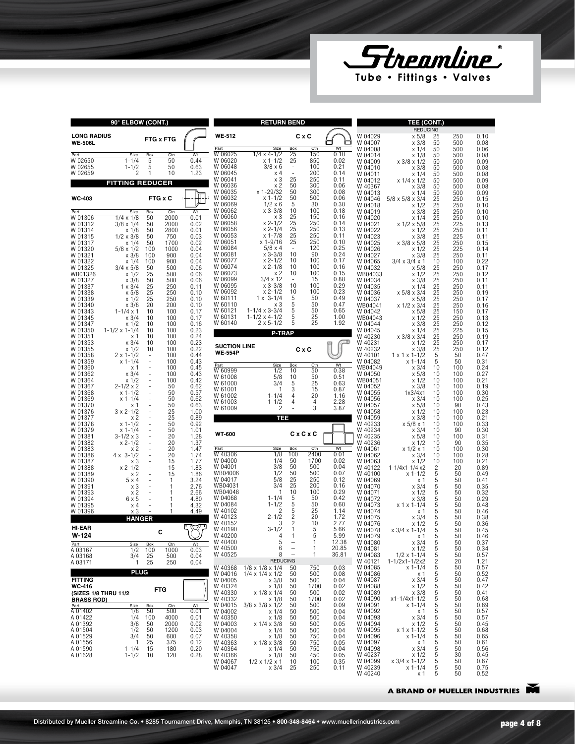# Streamline®

Tube • Fittings • Valves

## 90° ELBOW (CONT.)

**LONG RADIUS** **WE-506L** FTG x FTG

| Part | Size | Box | Ctn | Wt |
|---|---|---|---|---|
| W 02650 | 1-1/4 | 5 | 50 | 0.44 |
| W 02655 | 1-1/2 | 5 | 50 | 0.63 |
| W 02659 | 2 | 1 | 10 | 1.23 |

## FITTING REDUCER

**WC-403** FTG x C

| Part | Size | Box | Ctn | Wt |
|---|---|---|---|---|
| W 01306 | 1/4 x 1/8 | 50 | 2000 | 0.01 |
| W 01312 | 3/8 x 1/4 | 50 | 2000 | 0.02 |
| W 01314 | x 1/8 | 50 | 2800 | 0.01 |
| W 01315 | 1/2 x 3/8 | 50 | 750 | 0.03 |
| W 01317 | x 1/4 | 50 | 1700 | 0.02 |
| W 01320 | 5/8 x 1/2 | 100 | 1000 | 0.04 |
| W 01321 | x 3/8 | 100 | 900 | 0.04 |
| W 01322 | x 1/4 | 100 | 900 | 0.04 |
| W 01325 | 3/4 x 5/8 | 50 | 500 | 0.06 |
| WB01326 | x 1/2 | 25 | 500 | 0.06 |
| W 01327 | x 3/8 | 50 | 500 | 0.06 |
| W 01337 | 1 x 3/4 | 25 | 250 | 0.11 |
| W 01338 | x 5/8 | 25 | 250 | 0.10 |
| W 01339 | x 1/2 | 25 | 250 | 0.10 |
| W 01340 | x 3/8 | 20 | 200 | 0.10 |
| W 01343 | 1-1/4 x 1 | 10 | 100 | 0.17 |
| W 01345 | x 3/4 | 10 | 100 | 0.17 |
| W 01347 | x 1/2 | 10 | 100 | 0.16 |
| W 01350 | 1-1/2 x 1-1/4 | 10 | 100 | 0.23 |
| W 01351 | x 1 | 10 | 100 | 0.24 |
| W 01353 | x 3/4 | 10 | 100 | 0.23 |
| W 01355 | x 1/2 | 10 | 100 | 0.22 |
| W 01358 | 2 x 1-1/2 | - | 100 | 0.44 |
| W 01359 | x 1-1/4 | - | 100 | 0.43 |
| W 01360 | x 1 | - | 100 | 0.45 |
| W 01362 | x 3/4 | - | 100 | 0.43 |
| W 01364 | x 1/2 | - | 100 | 0.42 |
| W 01367 | 2-1/2 x 2 | - | 50 | 0.62 |
| W 01368 | x 1-1/2 | - | 50 | 0.57 |
| W 01369 | x 1-1/4 | - | 50 | 0.62 |
| W 01370 | x 1 | - | 50 | 0.63 |
| W 01376 | 3 x 2-1/2 | - | 25 | 1.00 |
| W 01377 | x 2 | - | 25 | 0.89 |
| W 01378 | x 1-1/2 | - | 50 | 0.92 |
| W 01379 | x 1-1/4 | - | 50 | 1.01 |
| W 01381 | 3-1/2 x 3 | - | 20 | 1.28 |
| W 01382 | x 2-1/2 | - | 20 | 1.37 |
| W 01383 | x 2 | - | 20 | 1.47 |
| W 01386 | 4 x 3-1/2 | - | 20 | 1.74 |
| W 01387 | x 3 | - | 15 | 1.77 |
| W 01388 | x 2-1/2 | - | 15 | 1.83 |
| W 01389 | x 2 | - | 15 | 1.86 |
| W 01390 | 5 x 4 | - | 1 | 3.24 |
| W 01391 | x 3 | - | 1 | 2.76 |
| W 01393 | x 2 | - | 1 | 2.66 |
| W 01394 | 6 x 5 | - | 1 | 4.80 |
| W 01395 | x 4 | - | 1 | 4.32 |
| W 01396 | x 3 | - | 1 | 4.49 |

## HANGER

**HI-EAR** **W-124** C

| Part | Size | Box | Ctn | Wt |
|---|---|---|---|---|
| A 03167 | 1/2 | 100 | 1000 | 0.03 |
| A 03168 | 3/4 | 25 | 500 | 0.04 |
| A 03171 | 1 | 25 | 250 | 0.04 |

## PLUG

**FITTING** **WC-416** **(SIZES 1/8 THRU 11/2 BRASS ROD)** FTG

| Part | Size | Box | Ctn | Wt |
|---|---|---|---|---|
| A 01402 | 1/8 | 50 | 500 | 0.01 |
| A 01422 | 1/4 | 100 | 4000 | 0.01 |
| A 01392 | 3/8 | 50 | 2000 | 0.02 |
| A 01504 | 1/2 | 50 | 1200 | 0.03 |
| A 01529 | 3/4 | 50 | 600 | 0.07 |
| A 01556 | 1 | 25 | 375 | 0.12 |
| A 01590 | 1-1/4 | 15 | 180 | 0.20 |
| A 01628 | 1-1/2 | 10 | 120 | 0.28 |

## RETURN BEND

**WE-512** C x C

| Part | Size | Box | Ctn | Wt |
|---|---|---|---|---|
| W 06025 | 1/4 x 4-1/2 | 25 | 150 | 0.10 |
| W 06020 | x 1-1/2 | 25 | 850 | 0.02 |
| W 06048 | 3/8 x 6 | - | 100 | 0.21 |
| W 06045 | x 4 | - | 200 | 0.14 |
| W 06041 | x 3 | 25 | 250 | 0.11 |
| W 06036 | x 2 | 50 | 300 | 0.06 |
| W 06035 | x 1-29/32 | 50 | 300 | 0.08 |
| W 06032 | x 1-1/2 | 50 | 500 | 0.06 |
| W 06069 | 1/2 x 6 | 5 | 30 | 0.30 |
| W 06062 | x 3-3/8 | 10 | 100 | 0.18 |
| W 06060 | x 3 | 25 | 150 | 0.16 |
| W 06058 | x 2-1/2 | 25 | 250 | 0.14 |
| W 06056 | x 2-1/4 | 25 | 250 | 0.13 |
| W 06053 | x 1-7/8 | 25 | 250 | 0.11 |
| W 06051 | x 1-9/16 | 25 | 250 | 0.10 |
| W 06084 | 5/8 x 4 | - | 120 | 0.25 |
| W 06081 | x 3-3/8 | 10 | 90 | 0.24 |
| W 06077 | x 2-1/2 | 10 | 100 | 0.17 |
| W 06074 | x 2-1/8 | 10 | 100 | 0.16 |
| W 06073 | x 2 | 10 | 100 | 0.15 |
| W 06099 | 3/4 x 12 | - | 15 | 0.88 |
| W 06095 | x 3-3/8 | 10 | 100 | 0.29 |
| W 06092 | x 2-1/2 | 10 | 100 | 0.23 |
| W 60111 | 1 x 3-1/4 | 5 | 50 | 0.49 |
| W 60110 | x 3 | 5 | 50 | 0.47 |
| W 60121 | 1-1/4 x 3-3/4 | 5 | 50 | 0.65 |
| W 60131 | 1-1/2 x 4-1/2 | 5 | 25 | 1.00 |
| W 60140 | 2 x 5-1/2 | 5 | 25 | 1.92 |

## P-TRAP

**SUCTION LINE** **WE-554P** C x C

| Part | Size | Box | Ctn | Wt |
|---|---|---|---|---|
| W 60999 | 1/2 | 10 | 50 | 0.38 |
| W 61008 | 5/8 | 10 | 50 | 0.51 |
| W 61000 | 3/4 | 5 | 25 | 0.63 |
| W 61001 | 1 | 3 | 15 | 0.87 |
| W 61002 | 1-1/4 | 4 | 20 | 1.16 |
| W 61003 | 1-1/2 | 4 | 4 | 2.28 |
| W 61009 | 2 | - | 3 | 3.87 |

## TEE

**WT-600** C x C x C

| Part | Size | Box | Ctn | Wt |
|---|---|---|---|---|
| W 40306 | 1/8 | 100 | 2400 | 0.01 |
| W 04000 | 1/4 | 50 | 1700 | 0.02 |
| W 04001 | 3/8 | 50 | 500 | 0.04 |
| WB04006 | 1/2 | 50 | 500 | 0.07 |
| W 04017 | 5/8 | 25 | 250 | 0.12 |
| WB04031 | 3/4 | 25 | 200 | 0.16 |
| WB04048 | 1 | 10 | 100 | 0.29 |
| W 04068 | 1-1/4 | 5 | 50 | 0.42 |
| W 04084 | 1-1/2 | 5 | 50 | 0.60 |
| W 40102 | 2 | 5 | 25 | 1.14 |
| W 40123 | 2-1/2 | 2 | 20 | 1.72 |
| W 40152 | 3 | 2 | 10 | 2.77 |
| W 40190 | 3-1/2 | 1 | 5 | 5.66 |
| W 40200 | 4 | 1 | 5 | 5.99 |
| W 40400 | 5 | – | 1 | 12.38 |
| W 40500 | 6 | – | 1 | 20.85 |
| W 40525 | 8 | – | 1 | 36.81 |
| | REDUCING | | | |
| W 40368 | 1/8 x 1/8 x 1/4 | 50 | 750 | 0.03 |
| W 04016 | 1/4 x 1/4 x 1/2 | 50 | 500 | 0.08 |
| W 04005 | x 3/8 | 50 | 500 | 0.04 |
| W 40324 | x 1/8 | 50 | 1700 | 0.02 |
| W 40330 | x 1/8 x 1/4 | 50 | 500 | 0.02 |
| W 40332 | x 1/8 | 50 | 1700 | 0.02 |
| W 04015 | 3/8 x 3/8 x 1/2 | 50 | 500 | 0.09 |
| W 04002 | x 1/4 | 50 | 500 | 0.04 |
| W 40350 | x 1/8 | 50 | 500 | 0.04 |
| W 04003 | x 1/4 x 3/8 | 50 | 500 | 0.05 |
| W 04004 | x 1/4 | 50 | 500 | 0.04 |
| W 40358 | x 1/8 | 50 | 750 | 0.04 |
| W 40363 | x 1/8 x 3/8 | 50 | 750 | 0.05 |
| W 40364 | x 1/4 | 50 | 750 | 0.04 |
| W 40366 | x 1/8 | 50 | 450 | 0.05 |
| W 04067 | 1/2 x 1/2 x 1 | 10 | 100 | 0.35 |
| W 04047 | x 3/4 | 25 | 250 | 0.11 |

## TEE (CONT.)

| Part | Size | Box | Ctn | Wt |
|---|---|---|---|---|
| | REDUCING | | | |
| W 04029 | x 5/8 | 25 | 250 | 0.10 |
| W 04007 | x 3/8 | 50 | 500 | 0.08 |
| W 04008 | x 1/4 | 50 | 500 | 0.06 |
| W 04014 | x 1/8 | 50 | 500 | 0.08 |
| W 04009 | x 3/8 x 1/2 | 50 | 500 | 0.09 |
| W 04010 | x 3/8 | 50 | 500 | 0.08 |
| W 04011 | x 1/4 | 50 | 500 | 0.08 |
| W 04012 | x 1/4 x 1/2 | 50 | 500 | 0.09 |
| W 40367 | x 3/8 | 50 | 500 | 0.08 |
| W 04013 | x 1/4 | 50 | 500 | 0.09 |
| W 04046 | 5/8 x 5/8 x 3/4 | 25 | 250 | 0.15 |
| W 04018 | x 1/2 | 25 | 250 | 0.10 |
| W 04019 | x 3/8 | 25 | 250 | 0.10 |
| W 04020 | x 1/4 | 25 | 250 | 0.10 |
| W 04021 | x 1/2 x 5/8 | 25 | 225 | 0.13 |
| W 04022 | x 1/2 | 25 | 250 | 0.11 |
| W 04023 | x 3/8 | 25 | 225 | 0.11 |
| W 04025 | x 3/8 x 5/8 | 25 | 250 | 0.15 |
| W 04026 | x 1/2 | 25 | 225 | 0.14 |
| W 04027 | x 3/8 | 25 | 250 | 0.11 |
| W 04065 | 3/4 x 3/4 x 1 | 10 | 100 | 0.22 |
| W 04032 | x 5/8 | 25 | 250 | 0.17 |
| WB04033 | x 1/2 | 25 | 250 | 0.12 |
| W 04034 | x 3/8 | 25 | 250 | 0.11 |
| W 04035 | x 1/4 | 25 | 250 | 0.11 |
| W 04036 | x 5/8 x 3/4 | 25 | 250 | 0.19 |
| W 04037 | x 5/8 | 25 | 250 | 0.17 |
| WB04041 | x 1/2 x 3/4 | 25 | 250 | 0.16 |
| W 04042 | x 5/8 | 25 | 150 | 0.17 |
| WB04043 | x 1/2 | 25 | 250 | 0.13 |
| W 04044 | x 3/8 | 25 | 250 | 0.12 |
| W 04045 | x 1/4 | 25 | 225 | 0.15 |
| W 40230 | x 3/8 x 3/4 | 25 | 250 | 0.19 |
| W 40231 | x 1/2 | 25 | 250 | 0.17 |
| W 40232 | x 3/8 | 25 | 250 | 0.12 |
| W 40101 | 1 x 1 x 1-1/2 | 5 | 50 | 0.47 |
| W 04082 | x 1-1/4 | 5 | 50 | 0.31 |
| WB04049 | x 3/4 | 10 | 100 | 0.24 |
| W 04050 | x 5/8 | 10 | 100 | 0.27 |
| WB04051 | x 1/2 | 10 | 100 | 0.21 |
| W 04052 | x 3/8 | 10 | 100 | 0.19 |
| W 04055 | 1x3/4x1 | 10 | 100 | 0.30 |
| W 04056 | x 3/4 | 10 | 100 | 0.25 |
| W 04057 | x 5/8 | 10 | 90 | 0.43 |
| W 04058 | x 1/2 | 10 | 100 | 0.23 |
| W 04059 | x 3/8 | 10 | 100 | 0.21 |
| W 40233 | x 5/8 x 1 | 10 | 100 | 0.33 |
| W 40234 | x 3/4 | 10 | 90 | 0.30 |
| W 40235 | x 5/8 | 10 | 100 | 0.31 |
| W 40236 | x 1/2 | 10 | 90 | 0.35 |
| W 04061 | x 1/2 x 1 | 10 | 100 | 0.30 |
| W 04062 | x 3/4 | 10 | 100 | 0.28 |
| W 04063 | x 1/2 | 10 | 100 | 0.21 |
| W 40122 | 1-1/4x1-1/4 x2 | 2 | 20 | 0.89 |
| W 40100 | x 1-1/2 | 5 | 50 | 0.49 |
| W 04069 | x 1 | 5 | 50 | 0.41 |
| W 04070 | x 3/4 | 5 | 50 | 0.35 |
| W 04071 | x 1/2 | 5 | 50 | 0.32 |
| W 04072 | x 3/8 | 5 | 50 | 0.29 |
| W 04073 | x 1 x 1-1/4 | 5 | 50 | 0.48 |
| W 04074 | x 1 | 5 | 50 | 0.46 |
| W 04075 | x 3/4 | 5 | 50 | 0.38 |
| W 04076 | x 1/2 | 5 | 50 | 0.36 |
| W 04078 | x 3/4 x 1-1/4 | 5 | 50 | 0.45 |
| W 04079 | x 1 | 5 | 50 | 0.46 |
| W 04080 | x 3/4 | 5 | 50 | 0.37 |
| W 04081 | x 1/2 | 5 | 50 | 0.34 |
| W 04083 | 1/2 x 1-1/4 | 5 | 50 | 0.57 |
| W 40121 | 1-1/2x1-1/2x2 | 2 | 20 | 1.21 |
| W 04085 | x 1-1/4 | 5 | 50 | 0.57 |
| W 04086 | x 1 | 5 | 50 | 0.52 |
| W 04087 | x 3/4 | 5 | 50 | 0.47 |
| W 04088 | x 1/2 | 5 | 50 | 0.42 |
| W 04089 | x 3/8 | 5 | 50 | 0.41 |
| W 04090 | x1-1/4x1-1/2 | 5 | 50 | 0.68 |
| W 04091 | x 1-1/4 | 5 | 50 | 0.69 |
| W 04092 | x 1 | 5 | 50 | 0.57 |
| W 04093 | x 3/4 | 5 | 50 | 0.57 |
| W 04094 | x 1/2 | 5 | 50 | 0.45 |
| W 04095 | x 1 x 1-1/2 | 5 | 50 | 0.68 |
| W 04096 | x 1-1/4 | 5 | 50 | 0.65 |
| W 04097 | x 1 | 5 | 50 | 0.61 |
| W 04098 | x 3/4 | 5 | 50 | 0.56 |
| W 40237 | x 1/2 | 5 | 30 | 0.45 |
| W 04099 | x 3/4 x 1-1/2 | 5 | 50 | 0.67 |
| W 40239 | x 1-1/4 | 5 | 50 | 0.75 |
| W 40240 | x 1 | 5 | 50 | 0.52 |

**A BRAND OF MUELLER INDUSTRIES**

Distributed by Mueller Streamline Co. • 8285 Tournament Drive, Memphis, TN 38125 • **800-348-8464** • www.muellerindustries.com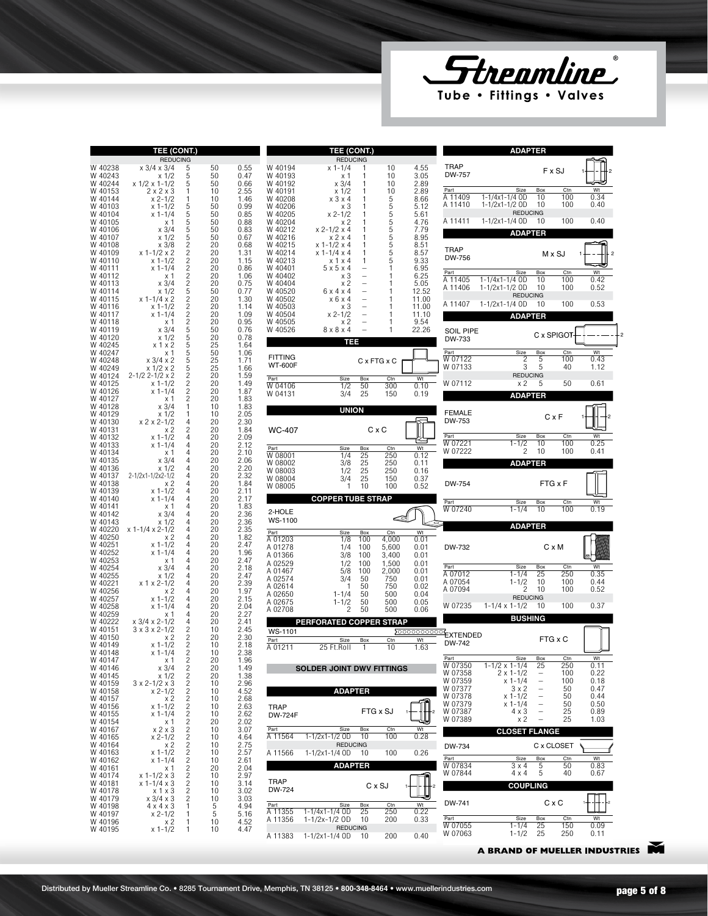Streamline®

Tube • Fittings • Valves

## TEE (CONT.)

REDUCING

| | | | | |
|---|---|---|---|---|
| W 40238 | x 3/4 x 3/4 | 5 | 50 | 0.55 |
| W 40243 | x 1/2 | 5 | 50 | 0.47 |
| W 40244 | x 1/2 x 1-1/2 | 5 | 50 | 0.66 |
| W 40153 | 2 x 2 x 3 | 1 | 10 | 2.55 |
| W 40144 | x 2-1/2 | 1 | 10 | 1.46 |
| W 40103 | x 1-1/2 | 5 | 50 | 0.99 |
| W 40104 | x 1-1/4 | 5 | 50 | 0.85 |
| W 40105 | x 1 | 5 | 50 | 0.88 |
| W 40106 | x 3/4 | 5 | 50 | 0.83 |
| W 40107 | x 1/2 | 5 | 50 | 0.67 |
| W 40108 | x 3/8 | 2 | 20 | 0.68 |
| W 40109 | x 1-1/2 x 2 | 2 | 20 | 1.31 |
| W 40110 | x 1-1/2 | 2 | 20 | 1.15 |
| W 40111 | x 1-1/4 | 2 | 20 | 0.86 |
| W 40112 | x 1 | 2 | 20 | 1.06 |
| W 40113 | x 3/4 | 2 | 20 | 0.75 |
| W 40114 | x 1/2 | 5 | 50 | 0.77 |
| W 40115 | x 1-1/4 x 2 | 2 | 20 | 1.30 |
| W 40116 | x 1-1/2 | 2 | 20 | 1.14 |
| W 40117 | x 1-1/4 | 2 | 20 | 1.09 |
| W 40118 | x 1 | 2 | 20 | 0.95 |
| W 40119 | x 3/4 | 5 | 50 | 0.76 |
| W 40120 | x 1/2 | 5 | 20 | 0.78 |
| W 40245 | x 1 x 2 | 5 | 25 | 1.64 |
| W 40247 | x 1 | 5 | 50 | 1.06 |
| W 40248 | x 3/4 x 2 | 5 | 25 | 1.71 |
| W 40249 | x 1/2 x 2 | 5 | 25 | 1.66 |
| W 40124 | 2-1/2 2-1/2 x 2 | 2 | 20 | 1.59 |
| W 40125 | x 1-1/2 | 2 | 20 | 1.49 |
| W 40126 | x 1-1/4 | 2 | 20 | 1.87 |
| W 40127 | x 1 | 2 | 20 | 1.83 |
| W 40128 | x 3/4 | 1 | 10 | 1.83 |
| W 40129 | x 1/2 | 1 | 10 | 2.05 |
| W 40130 | x 2 x 2-1/2 | 4 | 20 | 2.30 |
| W 40131 | x 2 | 2 | 20 | 1.84 |
| W 40132 | x 1-1/2 | 4 | 20 | 2.09 |
| W 40133 | x 1-1/4 | 4 | 20 | 2.12 |
| W 40134 | x 1 | 4 | 20 | 2.10 |
| W 40135 | x 3/4 | 4 | 20 | 2.06 |
| W 40136 | x 1/2 | 4 | 20 | 2.20 |
| W 40137 | 2-1/2x1-1/2x2-1/2 | 4 | 20 | 2.32 |
| W 40138 | x 2 | 4 | 20 | 1.84 |
| W 40139 | x 1-1/2 | 4 | 20 | 2.11 |
| W 40140 | x 1-1/4 | 4 | 20 | 2.17 |
| W 40141 | x 1 | 4 | 20 | 1.83 |
| W 40142 | x 3/4 | 4 | 20 | 2.36 |
| W 40143 | x 1/2 | 4 | 20 | 2.36 |
| W 40220 | x 1-1/4 x 2-1/2 | 4 | 20 | 2.35 |
| W 40250 | x 2 | 4 | 20 | 1.82 |
| W 40251 | x 1-1/2 | 4 | 20 | 2.47 |
| W 40252 | x 1-1/4 | 4 | 20 | 1.96 |
| W 40253 | x 1 | 4 | 20 | 2.47 |
| W 40254 | x 3/4 | 4 | 20 | 2.18 |
| W 40255 | x 1/2 | 4 | 20 | 2.47 |
| W 40221 | x 1 x 2-1/2 | 4 | 20 | 2.39 |
| W 40256 | x 2 | 4 | 20 | 1.97 |
| W 40257 | x 1-1/2 | 4 | 20 | 2.15 |
| W 40258 | x 1-1/4 | 4 | 20 | 2.04 |
| W 40259 | x 1 | 4 | 20 | 2.27 |
| W 40222 | x 3/4 x 2-1/2 | 4 | 20 | 2.41 |
| W 40151 | 3 x 3 x 2-1/2 | 2 | 10 | 2.45 |
| W 40150 | x 2 | 2 | 20 | 2.30 |
| W 40149 | x 1-1/2 | 2 | 10 | 2.18 |
| W 40148 | x 1-1/4 | 2 | 10 | 2.38 |
| W 40147 | x 1 | 2 | 20 | 1.96 |
| W 40146 | x 3/4 | 2 | 20 | 1.49 |
| W 40145 | x 1/2 | 2 | 20 | 1.38 |
| W 40159 | 3 x 2-1/2 x 3 | 2 | 10 | 2.96 |
| W 40158 | x 2-1/2 | 2 | 10 | 4.52 |
| W 40157 | x 2 | 2 | 10 | 2.68 |
| W 40156 | x 1-1/2 | 2 | 10 | 2.63 |
| W 40155 | x 1-1/4 | 2 | 10 | 2.62 |
| W 40154 | x 1 | 2 | 20 | 2.02 |
| W 40167 | x 2 x 3 | 2 | 10 | 3.07 |
| W 40165 | x 2-1/2 | 2 | 10 | 4.64 |
| W 40164 | x 2 | 2 | 10 | 2.75 |
| W 40163 | x 1-1/2 | 2 | 10 | 2.57 |
| W 40162 | x 1-1/4 | 2 | 10 | 2.61 |
| W 40161 | x 1 | 2 | 20 | 2.04 |
| W 40174 | x 1-1/2 x 3 | 2 | 10 | 2.97 |
| W 40181 | x 1-1/4 x 3 | 2 | 10 | 3.14 |
| W 40178 | x 1 x 3 | 2 | 10 | 3.02 |
| W 40179 | x 3/4 x 3 | 2 | 10 | 3.03 |
| W 40198 | 4 x 4 x 3 | 1 | 5 | 4.94 |
| W 40197 | x 2-1/2 | 1 | 5 | 5.16 |
| W 40196 | x 2 | 1 | 10 | 4.52 |
| W 40195 | x 1-1/2 | 1 | 10 | 4.47 |
| W 40194 | x 1-1/4 | 1 | 10 | 4.55 |
| W 40193 | x 1 | 1 | 10 | 3.05 |
| W 40192 | x 3/4 | 1 | 10 | 2.89 |
| W 40191 | x 1/2 | 1 | 10 | 2.89 |
| W 40208 | x 3 x 4 | 1 | 5 | 8.66 |
| W 40206 | x 3 | 1 | 5 | 5.12 |
| W 40205 | x 2-1/2 | 1 | 5 | 5.61 |
| W 40204 | x 2 | 1 | 5 | 4.76 |
| W 40212 | x 2-1/2 x 4 | 1 | 5 | 7.79 |
| W 40216 | x 2 x 4 | 1 | 5 | 8.95 |
| W 40215 | x 1-1/2 x 4 | 1 | 5 | 8.51 |
| W 40214 | x 1-1/4 x 4 | 1 | 5 | 8.57 |
| W 40213 | x 1 x 4 | 1 | 5 | 9.33 |
| W 40401 | 5 x 5 x 4 | – | 1 | 6.95 |
| W 40402 | x 3 | – | 1 | 6.25 |
| W 40404 | x 2 | – | 1 | 5.05 |
| W 40520 | 6 x 4 x 4 | – | 1 | 12.52 |
| W 40502 | x 6 x 4 | – | 1 | 11.00 |
| W 40503 | x 3 | – | 1 | 11.00 |
| W 40504 | x 2-1/2 | – | 1 | 11.10 |
| W 40505 | x 2 | – | 1 | 9.54 |
| W 40526 | 8 x 8 x 4 | – | 1 | 22.26 |

## TEE

FITTING WT-600F — C x FTG x C

| Part | Size | Box | Ctn | Wt |
|---|---|---|---|---|
| W 04106 | 1/2 | 50 | 300 | 0.10 |
| W 04131 | 3/4 | 25 | 150 | 0.19 |

## UNION

WC-407 — C x C

| Part | Size | Box | Ctn | Wt |
|---|---|---|---|---|
| W 08001 | 1/4 | 25 | 250 | 0.12 |
| W 08002 | 3/8 | 25 | 250 | 0.11 |
| W 08003 | 1/2 | 25 | 250 | 0.16 |
| W 08004 | 3/4 | 25 | 150 | 0.37 |
| W 08005 | 1 | 10 | 100 | 0.52 |

## COPPER TUBE STRAP

2-HOLE WS-1100

| Part | Size | Box | Ctn | Wt |
|---|---|---|---|---|
| A 01203 | 1/8 | 100 | 4,000 | 0.01 |
| A 01278 | 1/4 | 100 | 5,600 | 0.01 |
| A 01366 | 3/8 | 100 | 3,400 | 0.01 |
| A 02529 | 1/2 | 100 | 1,500 | 0.01 |
| A 01467 | 5/8 | 100 | 2,000 | 0.01 |
| A 02574 | 3/4 | 50 | 750 | 0.01 |
| A 02614 | 1 | 50 | 750 | 0.02 |
| A 02650 | 1-1/4 | 50 | 500 | 0.04 |
| A 02675 | 1-1/2 | 50 | 500 | 0.05 |
| A 02708 | 2 | 50 | 500 | 0.06 |

## PERFORATED COPPER STRAP

WS-1101

| Part | Size | Box | Ctn | Wt |
|---|---|---|---|---|
| A 01211 | 25 Ft.Roll | 1 | 10 | 1.63 |

# SOLDER JOINT DWV FITTINGS

## ADAPTER

TRAP DW-724F — FTG x SJ

| Part | Size | Box | Ctn | Wt |
|---|---|---|---|---|
| A 11564 | 1-1/2x1-1/2 OD | 10 | 100 | 0.28 |
| | REDUCING | | | |
| A 11566 | 1-1/2x1-1/4 OD | 10 | 100 | 0.26 |

## ADAPTER

TRAP DW-724 — C x SJ

| Part | Size | Box | Ctn | Wt |
|---|---|---|---|---|
| A 11355 | 1-1/4x1-1/4 OD | 25 | 250 | 0.22 |
| A 11356 | 1-1/2x-1/2 OD | 10 | 200 | 0.33 |
| | REDUCING | | | |
| A 11383 | 1-1/2x1-1/4 OD | 10 | 200 | 0.40 |

## ADAPTER

TRAP DW-757 — F x SJ

| Part | Size | Box | Ctn | Wt |
|---|---|---|---|---|
| A 11409 | 1-1/4x1-1/4 OD | 10 | 100 | 0.34 |
| A 11410 | 1-1/2x1-1/2 OD | 10 | 100 | 0.40 |
| | REDUCING | | | |
| A 11411 | 1-1/2x1-1/4 OD | 10 | 100 | 0.40 |

## ADAPTER

TRAP DW-756 — M x SJ

| Part | Size | Box | Ctn | Wt |
|---|---|---|---|---|
| A 11405 | 1-1/4x1-1/4 OD | 10 | 100 | 0.42 |
| A 11406 | 1-1/2x1-1/2 OD | 10 | 100 | 0.52 |
| | REDUCING | | | |
| A 11407 | 1-1/2x1-1/4 OD | 10 | 100 | 0.53 |

## ADAPTER

SOIL PIPE DW-733 — C x SPIGOT

| Part | Size | Box | Ctn | Wt |
|---|---|---|---|---|
| W 07122 | 2 | 5 | 100 | 0.43 |
| W 07133 | 3 | 5 | 40 | 1.12 |
| | REDUCING | | | |
| W 07112 | x 2 | 5 | 50 | 0.61 |

## ADAPTER

FEMALE DW-753 — C x F

| Part | Size | Box | Ctn | Wt |
|---|---|---|---|---|
| W 07221 | 1-1/2 | 10 | 100 | 0.25 |
| W 07222 | 2 | 10 | 100 | 0.41 |

## ADAPTER

DW-754 — FTG x F

| Part | Size | Box | Ctn | Wt |
|---|---|---|---|---|
| W 07240 | 1-1/4 | 10 | 100 | 0.19 |

## ADAPTER

DW-732 — C x M

| Part | Size | Box | Ctn | Wt |
|---|---|---|---|---|
| A 07012 | 1-1/4 | 25 | 250 | 0.35 |
| A 07054 | 1-1/2 | 10 | 100 | 0.44 |
| A 07094 | 2 | 10 | 100 | 0.52 |
| | REDUCING | | | |
| W 07235 | 1-1/4 x 1-1/2 | 10 | 100 | 0.37 |

## BUSHING

EXTENDED DW-742 — FTG x C

| Part | Size | Box | Ctn | Wt |
|---|---|---|---|---|
| W 07350 | 1-1/2 x 1-1/4 | 25 | 250 | 0.11 |
| W 07358 | 2 x 1-1/2 | – | 100 | 0.22 |
| W 07359 | x 1-1/4 | – | 100 | 0.18 |
| W 07377 | 3 x 2 | – | 50 | 0.47 |
| W 07378 | x 1-1/2 | – | 50 | 0.44 |
| W 07379 | x 1-1/4 | – | 50 | 0.50 |
| W 07387 | 4 x 3 | – | 25 | 0.89 |
| W 07389 | x 2 | – | 25 | 1.03 |

## CLOSET FLANGE

DW-734 — C x CLOSET

| Part | Size | Box | Ctn | Wt |
|---|---|---|---|---|
| W 07834 | 3 x 4 | 5 | 50 | 0.83 |
| W 07844 | 4 x 4 | 5 | 40 | 0.67 |

## COUPLING

DW-741 — C x C

| Part | Size | Box | Ctn | Wt |
|---|---|---|---|---|
| W 07055 | 1-1/4 | 25 | 150 | 0.09 |
| W 07063 | 1-1/2 | 25 | 250 | 0.11 |

A BRAND OF MUELLER INDUSTRIES

Distributed by Mueller Streamline Co. • 8285 Tournament Drive, Memphis, TN 38125 • 800-348-8464 • www.muellerindustries.com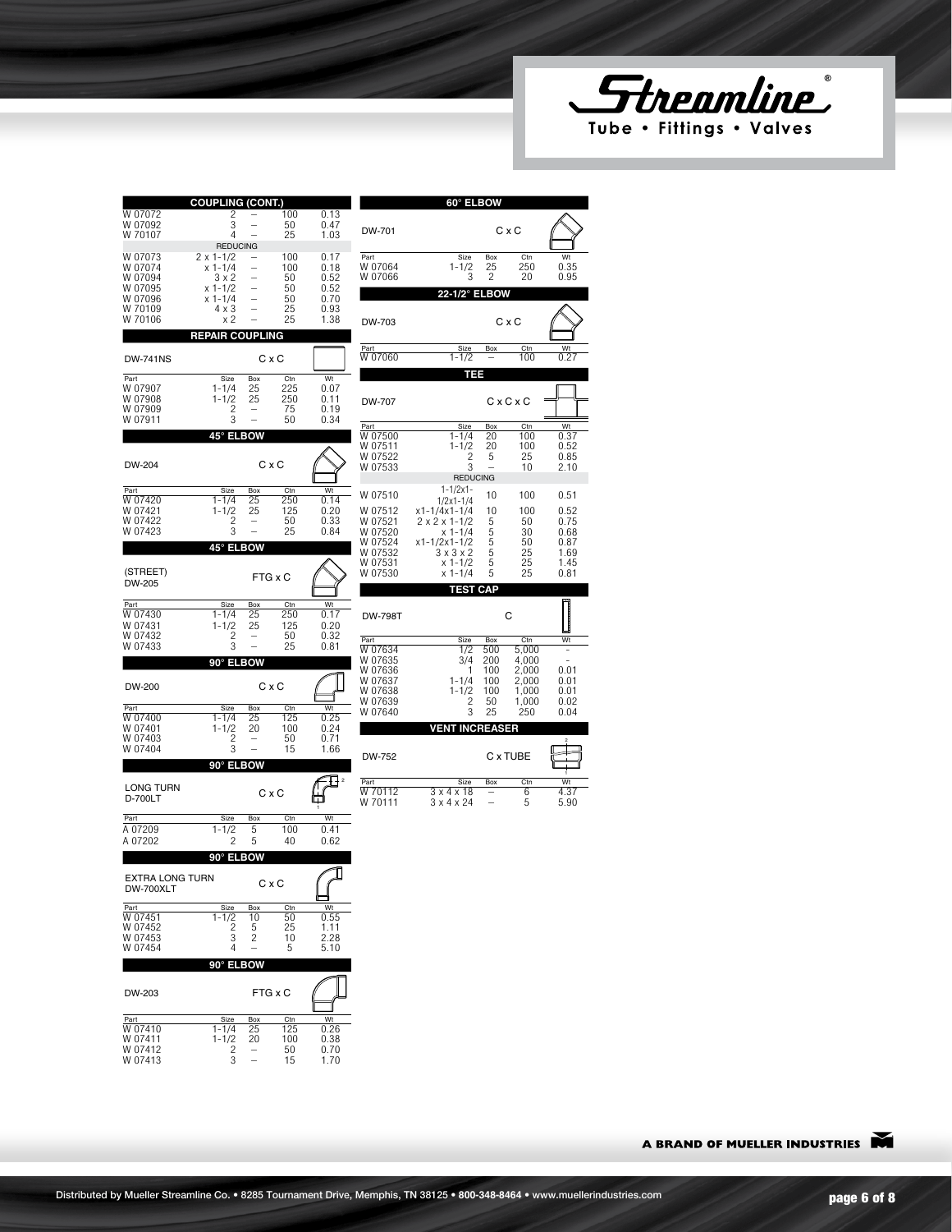# Streamline® Tube • Fittings • Valves

## COUPLING (CONT.)

| Part | Size | Box | Ctn | Wt |
|---|---|---|---|---|
| W 07072 | 2 | – | 100 | 0.13 |
| W 07092 | 3 | – | 50 | 0.47 |
| W 70107 | 4 | – | 25 | 1.03 |
| | REDUCING | | | |
| W 07073 | 2 x 1-1/2 | – | 100 | 0.17 |
| W 07074 | x 1-1/4 | – | 100 | 0.18 |
| W 07094 | 3 x 2 | – | 50 | 0.52 |
| W 07095 | x 1-1/2 | – | 50 | 0.52 |
| W 07096 | x 1-1/4 | – | 50 | 0.70 |
| W 70109 | 4 x 3 | – | 25 | 0.93 |
| W 70106 | x 2 | – | 25 | 1.38 |

## REPAIR COUPLING

DW-741NS — C x C

| Part | Size | Box | Ctn | Wt |
|---|---|---|---|---|
| W 07907 | 1-1/4 | 25 | 225 | 0.07 |
| W 07908 | 1-1/2 | 25 | 250 | 0.11 |
| W 07909 | 2 | – | 75 | 0.19 |
| W 07911 | 3 | – | 50 | 0.34 |

## 45° ELBOW

DW-204 — C x C

| Part | Size | Box | Ctn | Wt |
|---|---|---|---|---|
| W 07420 | 1-1/4 | 25 | 250 | 0.14 |
| W 07421 | 1-1/2 | 25 | 125 | 0.20 |
| W 07422 | 2 | – | 50 | 0.33 |
| W 07423 | 3 | – | 25 | 0.84 |

## 45° ELBOW

(STREET) DW-205 — FTG x C

| Part | Size | Box | Ctn | Wt |
|---|---|---|---|---|
| W 07430 | 1-1/4 | 25 | 250 | 0.17 |
| W 07431 | 1-1/2 | 25 | 125 | 0.20 |
| W 07432 | 2 | – | 50 | 0.32 |
| W 07433 | 3 | – | 25 | 0.81 |

## 90° ELBOW

DW-200 — C x C

| Part | Size | Box | Ctn | Wt |
|---|---|---|---|---|
| W 07400 | 1-1/4 | 25 | 125 | 0.25 |
| W 07401 | 1-1/2 | 20 | 100 | 0.24 |
| W 07403 | 2 | – | 50 | 0.71 |
| W 07404 | 3 | – | 15 | 1.66 |

## 90° ELBOW

LONG TURN D-700LT — C x C

| Part | Size | Box | Ctn | Wt |
|---|---|---|---|---|
| A 07209 | 1-1/2 | 5 | 100 | 0.41 |
| A 07202 | 2 | 5 | 40 | 0.62 |

## 90° ELBOW

EXTRA LONG TURN DW-700XLT — C x C

| Part | Size | Box | Ctn | Wt |
|---|---|---|---|---|
| W 07451 | 1-1/2 | 10 | 50 | 0.55 |
| W 07452 | 2 | 5 | 25 | 1.11 |
| W 07453 | 3 | 2 | 10 | 2.28 |
| W 07454 | 4 | – | 5 | 5.10 |

## 90° ELBOW

DW-203 — FTG x C

| Part | Size | Box | Ctn | Wt |
|---|---|---|---|---|
| W 07410 | 1-1/4 | 25 | 125 | 0.26 |
| W 07411 | 1-1/2 | 20 | 100 | 0.38 |
| W 07412 | 2 | – | 50 | 0.70 |
| W 07413 | 3 | – | 15 | 1.70 |

## 60° ELBOW

DW-701 — C x C

| Part | Size | Box | Ctn | Wt |
|---|---|---|---|---|
| W 07064 | 1-1/2 | 25 | 250 | 0.35 |
| W 07066 | 3 | 2 | 20 | 0.95 |

## 22-1/2° ELBOW

DW-703 — C x C

| Part | Size | Box | Ctn | Wt |
|---|---|---|---|---|
| W 07060 | 1-1/2 | – | 100 | 0.27 |

## TEE

DW-707 — C x C x C

| Part | Size | Box | Ctn | Wt |
|---|---|---|---|---|
| W 07500 | 1-1/4 | 20 | 100 | 0.37 |
| W 07511 | 1-1/2 | 20 | 100 | 0.52 |
| W 07522 | 2 | 5 | 25 | 0.85 |
| W 07533 | 3 | – | 10 | 2.10 |
| | REDUCING | | | |
| W 07510 | 1-1/2x1-1/2x1-1/4 | 10 | 100 | 0.51 |
| W 07512 | x1-1/4x1-1/4 | 10 | 100 | 0.52 |
| W 07521 | 2 x 2 x 1-1/2 | 5 | 50 | 0.75 |
| W 07520 | x 1-1/4 | 5 | 30 | 0.68 |
| W 07524 | x1-1/2x1-1/2 | 5 | 50 | 0.87 |
| W 07532 | 3 x 3 x 2 | 5 | 25 | 1.69 |
| W 07531 | x 1-1/2 | 5 | 25 | 1.45 |
| W 07530 | x 1-1/4 | 5 | 25 | 0.81 |

## TEST CAP

DW-798T — C

| Part | Size | Box | Ctn | Wt |
|---|---|---|---|---|
| W 07634 | 1/2 | 500 | 5,000 | – |
| W 07635 | 3/4 | 200 | 4,000 | – |
| W 07636 | 1 | 100 | 2,000 | 0.01 |
| W 07637 | 1-1/4 | 100 | 2,000 | 0.01 |
| W 07638 | 1-1/2 | 100 | 1,000 | 0.01 |
| W 07639 | 2 | 50 | 1,000 | 0.02 |
| W 07640 | 3 | 25 | 250 | 0.04 |

## VENT INCREASER

DW-752 — C x TUBE

| Part | Size | Box | Ctn | Wt |
|---|---|---|---|---|
| W 70112 | 3 x 4 x 18 | – | 6 | 4.37 |
| W 70111 | 3 x 4 x 24 | – | 5 | 5.90 |

A BRAND OF MUELLER INDUSTRIES

Distributed by Mueller Streamline Co. • 8285 Tournament Drive, Memphis, TN 38125 • 800-348-8464 • www.muellerindustries.com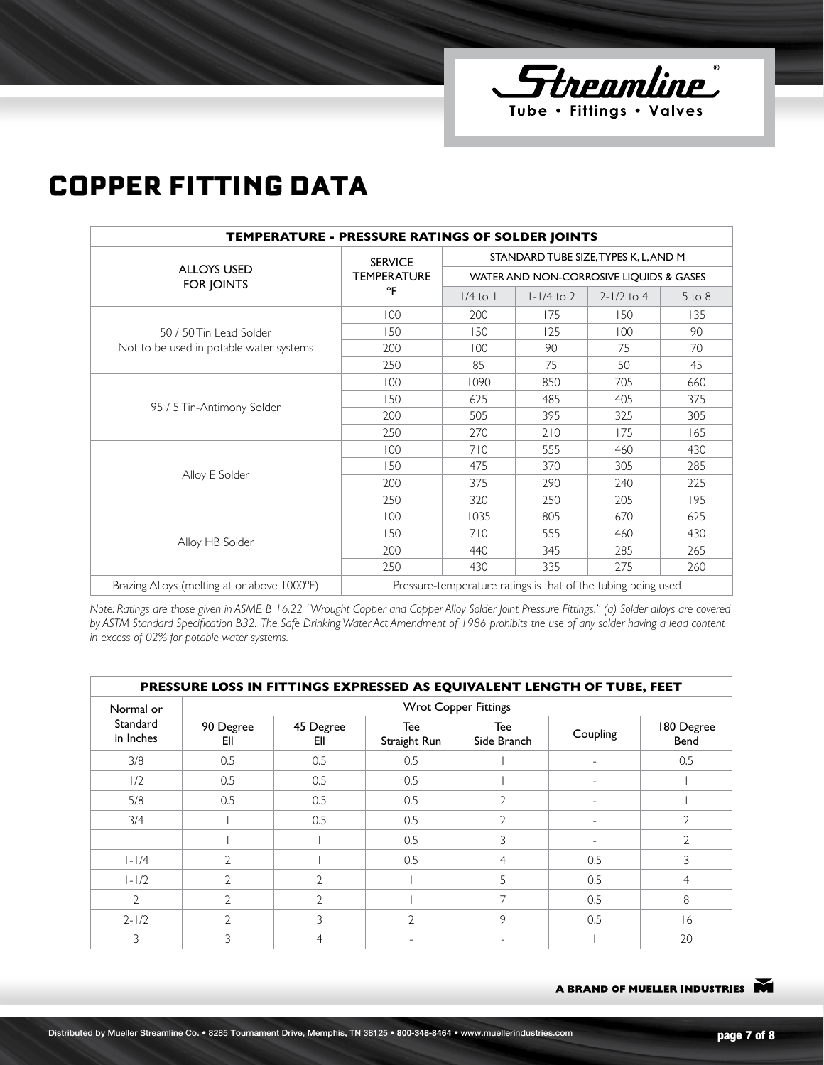# COPPER FITTING DATA

| TEMPERATURE - PRESSURE RATINGS OF SOLDER JOINTS | | | | | |
|---|---|---|---|---|---|
| ALLOYS USED FOR JOINTS | SERVICE TEMPERATURE °F | STANDARD TUBE SIZE, TYPES K, L, AND M | | | |
| | | WATER AND NON-CORROSIVE LIQUIDS & GASES | | | |
| | | 1/4 to 1 | 1-1/4 to 2 | 2-1/2 to 4 | 5 to 8 |
| 50 / 50 Tin Lead Solder<br>Not to be used in potable water systems | 100 | 200 | 175 | 150 | 135 |
| | 150 | 150 | 125 | 100 | 90 |
| | 200 | 100 | 90 | 75 | 70 |
| | 250 | 85 | 75 | 50 | 45 |
| 95 / 5 Tin-Antimony Solder | 100 | 1090 | 850 | 705 | 660 |
| | 150 | 625 | 485 | 405 | 375 |
| | 200 | 505 | 395 | 325 | 305 |
| | 250 | 270 | 210 | 175 | 165 |
| Alloy E Solder | 100 | 710 | 555 | 460 | 430 |
| | 150 | 475 | 370 | 305 | 285 |
| | 200 | 375 | 290 | 240 | 225 |
| | 250 | 320 | 250 | 205 | 195 |
| Alloy HB Solder | 100 | 1035 | 805 | 670 | 625 |
| | 150 | 710 | 555 | 460 | 430 |
| | 200 | 440 | 345 | 285 | 265 |
| | 250 | 430 | 335 | 275 | 260 |
| Brazing Alloys (melting at or above 1000°F) | Pressure-temperature ratings is that of the tubing being used | | | | |

*Note: Ratings are those given in ASME B 16.22 "Wrought Copper and Copper Alloy Solder Joint Pressure Fittings." (a) Solder alloys are covered by ASTM Standard Specification B32. The Safe Drinking Water Act Amendment of 1986 prohibits the use of any solder having a lead content in excess of 02% for potable water systems.*

| PRESSURE LOSS IN FITTINGS EXPRESSED AS EQUIVALENT LENGTH OF TUBE, FEET | | | | | | |
|---|---|---|---|---|---|---|
| Normal or Standard in Inches | Wrot Copper Fittings | | | | | |
| | 90 Degree Ell | 45 Degree Ell | Tee Straight Run | Tee Side Branch | Coupling | 180 Degree Bend |
| 3/8 | 0.5 | 0.5 | 0.5 | 1 | - | 0.5 |
| 1/2 | 0.5 | 0.5 | 0.5 | 1 | - | 1 |
| 5/8 | 0.5 | 0.5 | 0.5 | 2 | - | 1 |
| 3/4 | 1 | 0.5 | 0.5 | 2 | - | 2 |
| 1 | 1 | 1 | 0.5 | 3 | - | 2 |
| 1-1/4 | 2 | 1 | 0.5 | 4 | 0.5 | 3 |
| 1-1/2 | 2 | 2 | 1 | 5 | 0.5 | 4 |
| 2 | 2 | 2 | 1 | 7 | 0.5 | 8 |
| 2-1/2 | 2 | 3 | 2 | 9 | 0.5 | 16 |
| 3 | 3 | 4 | - | - | 1 | 20 |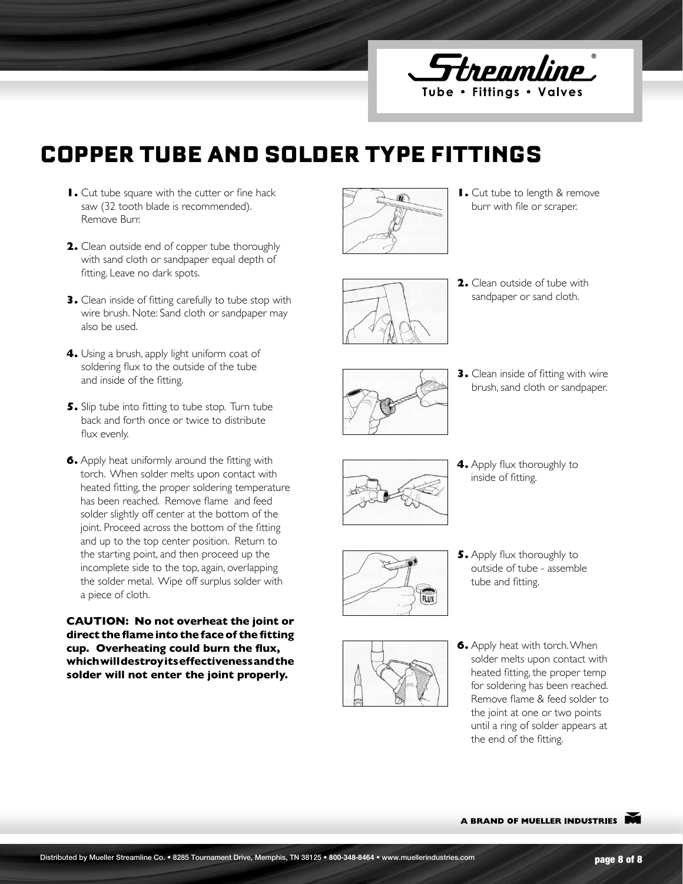# COPPER TUBE AND SOLDER TYPE FITTINGS

1. Cut tube square with the cutter or fine hack saw (32 tooth blade is recommended). Remove Burr.

2. Clean outside end of copper tube thoroughly with sand cloth or sandpaper equal depth of fitting. Leave no dark spots.

3. Clean inside of fitting carefully to tube stop with wire brush. Note: Sand cloth or sandpaper may also be used.

4. Using a brush, apply light uniform coat of soldering flux to the outside of the tube and inside of the fitting.

5. Slip tube into fitting to tube stop. Turn tube back and forth once or twice to distribute flux evenly.

6. Apply heat uniformly around the fitting with torch. When solder melts upon contact with heated fitting, the proper soldering temperature has been reached. Remove flame and feed solder slightly off center at the bottom of the joint. Proceed across the bottom of the fitting and up to the top center position. Return to the starting point, and then proceed up the incomplete side to the top, again, overlapping the solder metal. Wipe off surplus solder with a piece of cloth.

**CAUTION: No not overheat the joint or direct the flame into the face of the fitting cup. Overheating could burn the flux, which will destroy its effectiveness and the solder will not enter the joint properly.**

1. Cut tube to length & remove burr with file or scraper.

2. Clean outside of tube with sandpaper or sand cloth.

3. Clean inside of fitting with wire brush, sand cloth or sandpaper.

4. Apply flux thoroughly to inside of fitting.

5. Apply flux thoroughly to outside of tube - assemble tube and fitting.

6. Apply heat with torch. When solder melts upon contact with heated fitting, the proper temp for soldering has been reached. Remove flame & feed solder to the joint at one or two points until a ring of solder appears at the end of the fitting.

A BRAND OF MUELLER INDUSTRIES

Distributed by Mueller Streamline Co. • 8285 Tournament Drive, Memphis, TN 38125 • 800-348-8464 • www.muellerindustries.com